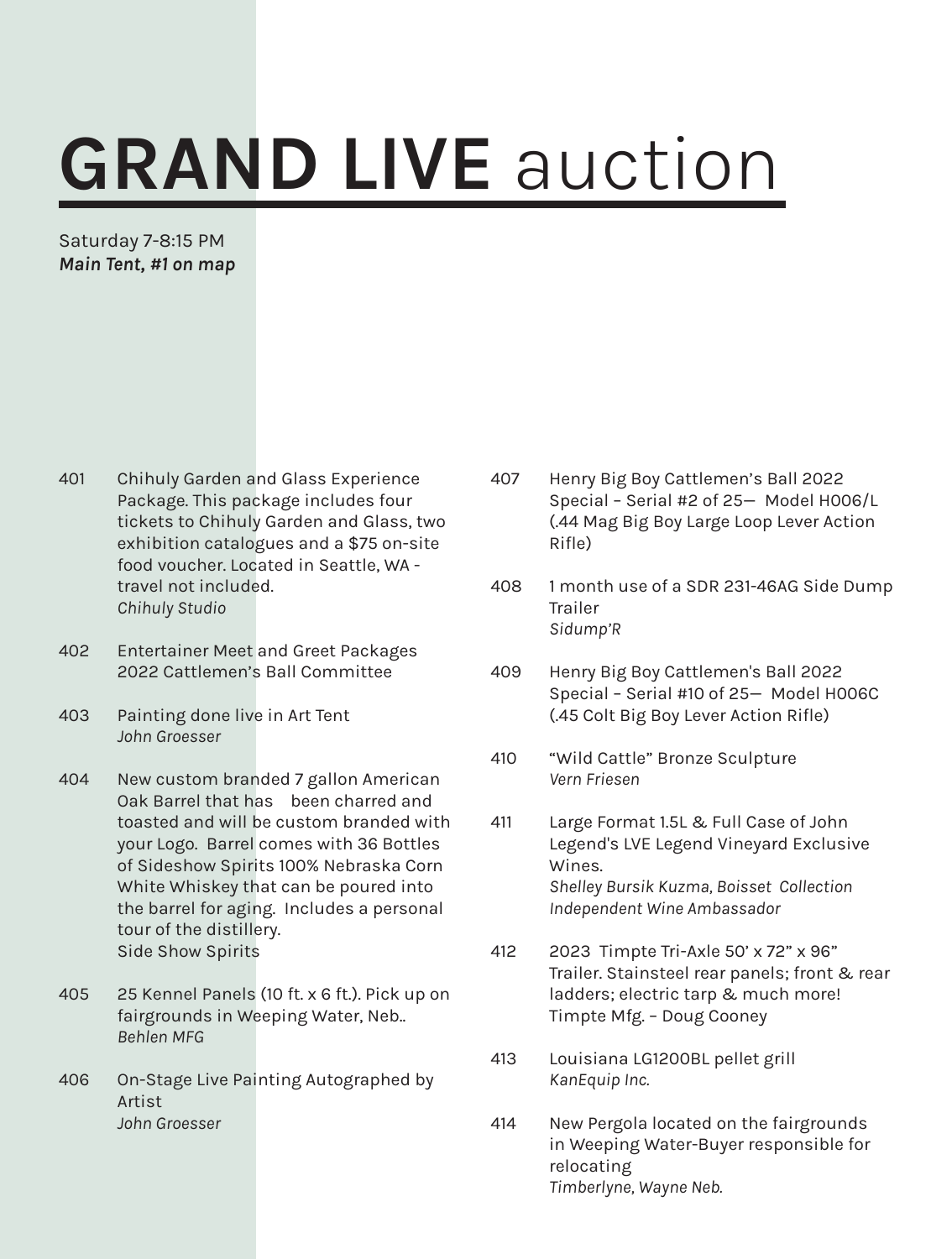# **GRAND LIVE** auction

Saturday 7-8:15 PM
***Main Tent, #1 on map***

401 Chihuly Garden and Glass Experience Package. This package includes four tickets to Chihuly Garden and Glass, two exhibition catalogues and a $75 on-site food voucher. Located in Seattle, WA - travel not included.
*Chihuly Studio*

402 Entertainer Meet and Greet Packages
2022 Cattlemen's Ball Committee

403 Painting done live in Art Tent
*John Groesser*

404 New custom branded 7 gallon American Oak Barrel that has been charred and toasted and will be custom branded with your Logo. Barrel comes with 36 Bottles of Sideshow Spirits 100% Nebraska Corn White Whiskey that can be poured into the barrel for aging. Includes a personal tour of the distillery.
Side Show Spirits

405 25 Kennel Panels (10 ft. x 6 ft.). Pick up on fairgrounds in Weeping Water, Neb..
*Behlen MFG*

406 On-Stage Live Painting Autographed by Artist
*John Groesser*

407 Henry Big Boy Cattlemen's Ball 2022 Special – Serial #2 of 25— Model H006/L (.44 Mag Big Boy Large Loop Lever Action Rifle)

408 1 month use of a SDR 231-46AG Side Dump Trailer
*Sidump'R*

409 Henry Big Boy Cattlemen's Ball 2022 Special – Serial #10 of 25— Model H006C (.45 Colt Big Boy Lever Action Rifle)

410 "Wild Cattle" Bronze Sculpture
*Vern Friesen*

411 Large Format 1.5L & Full Case of John Legend's LVE Legend Vineyard Exclusive Wines.
*Shelley Bursik Kuzma, Boisset Collection Independent Wine Ambassador*

412 2023 Timpte Tri-Axle 50' x 72" x 96" Trailer. Stainsteel rear panels; front & rear ladders; electric tarp & much more!
Timpte Mfg. – Doug Cooney

413 Louisiana LG1200BL pellet grill
*KanEquip Inc.*

414 New Pergola located on the fairgrounds in Weeping Water-Buyer responsible for relocating
*Timberlyne, Wayne Neb.*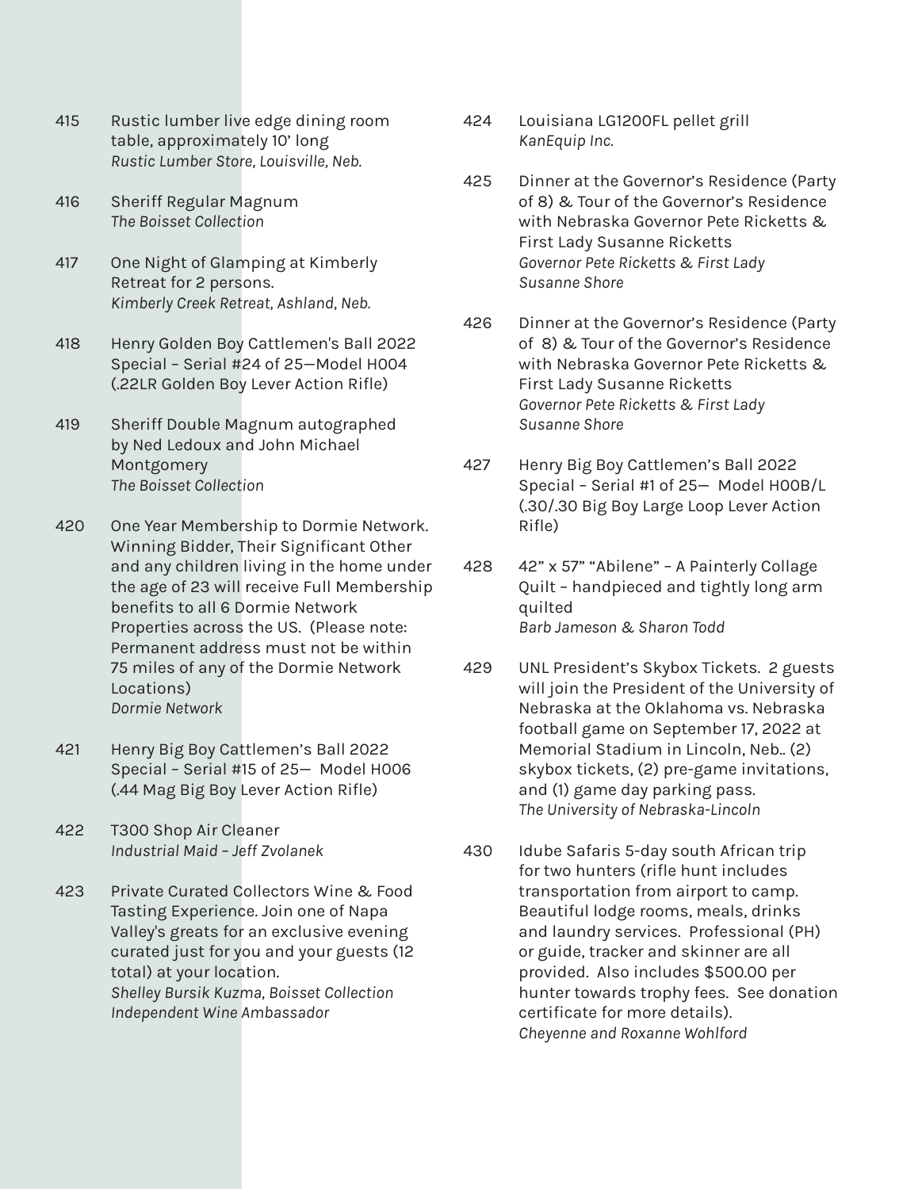415 Rustic lumber live edge dining room table, approximately 10' long
*Rustic Lumber Store, Louisville, Neb.*

416 Sheriff Regular Magnum
*The Boisset Collection*

417 One Night of Glamping at Kimberly Retreat for 2 persons.
*Kimberly Creek Retreat, Ashland, Neb.*

418 Henry Golden Boy Cattlemen's Ball 2022 Special – Serial #24 of 25—Model H004 (.22LR Golden Boy Lever Action Rifle)

419 Sheriff Double Magnum autographed by Ned Ledoux and John Michael Montgomery
*The Boisset Collection*

420 One Year Membership to Dormie Network. Winning Bidder, Their Significant Other and any children living in the home under the age of 23 will receive Full Membership benefits to all 6 Dormie Network Properties across the US. (Please note: Permanent address must not be within 75 miles of any of the Dormie Network Locations)
*Dormie Network*

421 Henry Big Boy Cattlemen's Ball 2022 Special – Serial #15 of 25— Model H006 (.44 Mag Big Boy Lever Action Rifle)

422 T300 Shop Air Cleaner
*Industrial Maid – Jeff Zvolanek*

423 Private Curated Collectors Wine & Food Tasting Experience. Join one of Napa Valley's greats for an exclusive evening curated just for you and your guests (12 total) at your location.
*Shelley Bursik Kuzma, Boisset Collection Independent Wine Ambassador*

424 Louisiana LG1200FL pellet grill
*KanEquip Inc.*

425 Dinner at the Governor's Residence (Party of 8) & Tour of the Governor's Residence with Nebraska Governor Pete Ricketts & First Lady Susanne Ricketts
*Governor Pete Ricketts & First Lady Susanne Shore*

426 Dinner at the Governor's Residence (Party of 8) & Tour of the Governor's Residence with Nebraska Governor Pete Ricketts & First Lady Susanne Ricketts
*Governor Pete Ricketts & First Lady Susanne Shore*

427 Henry Big Boy Cattlemen's Ball 2022 Special – Serial #1 of 25— Model H00B/L (.30/.30 Big Boy Large Loop Lever Action Rifle)

428 42" x 57" "Abilene" – A Painterly Collage Quilt – handpieced and tightly long arm quilted
*Barb Jameson & Sharon Todd*

429 UNL President's Skybox Tickets. 2 guests will join the President of the University of Nebraska at the Oklahoma vs. Nebraska football game on September 17, 2022 at Memorial Stadium in Lincoln, Neb.. (2) skybox tickets, (2) pre-game invitations, and (1) game day parking pass.
*The University of Nebraska-Lincoln*

430 Idube Safaris 5-day south African trip for two hunters (rifle hunt includes transportation from airport to camp. Beautiful lodge rooms, meals, drinks and laundry services. Professional (PH) or guide, tracker and skinner are all provided. Also includes $500.00 per hunter towards trophy fees. See donation certificate for more details).
*Cheyenne and Roxanne Wohlford*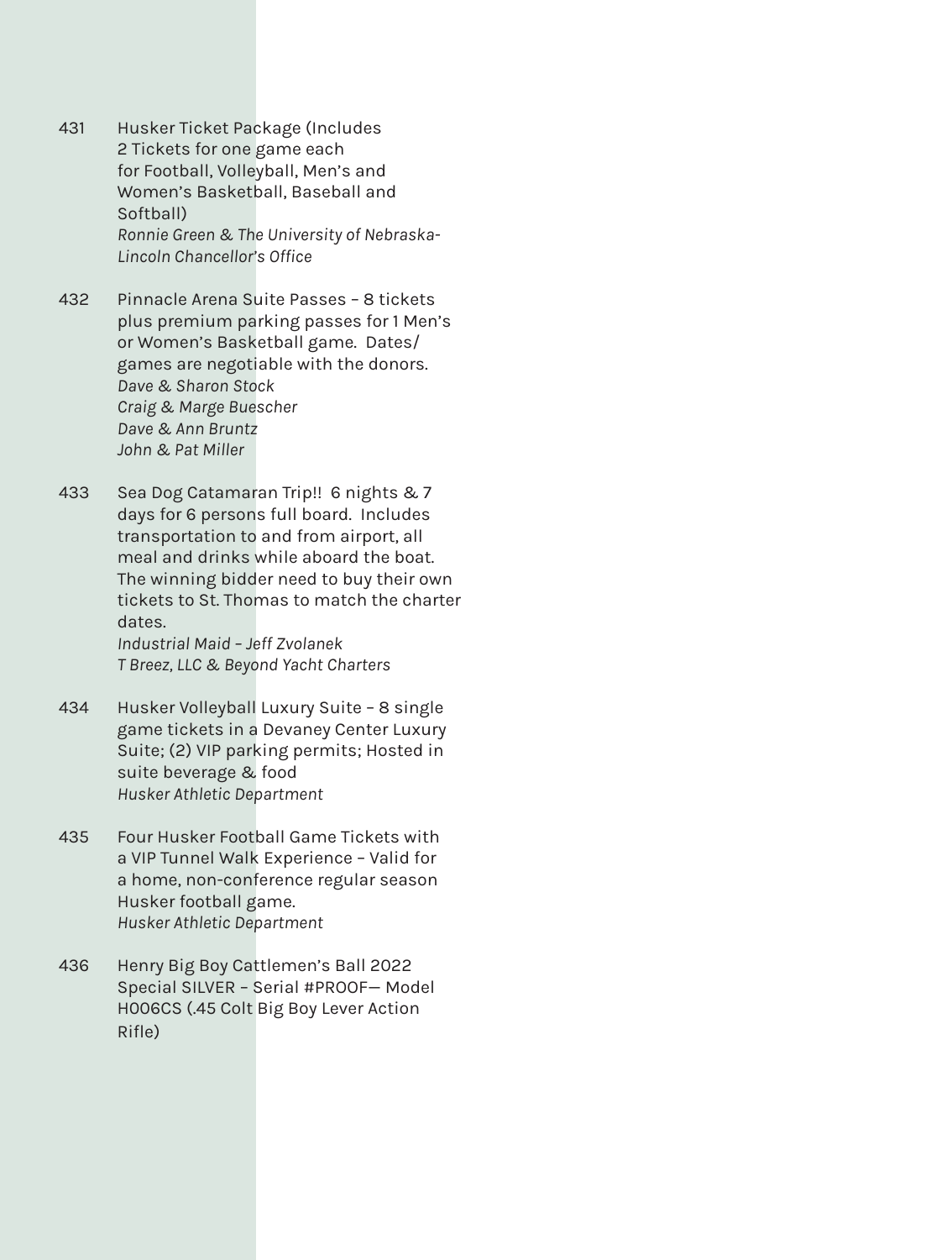431 Husker Ticket Package (Includes 2 Tickets for one game each for Football, Volleyball, Men's and Women's Basketball, Baseball and Softball)
*Ronnie Green & The University of Nebraska-Lincoln Chancellor's Office*

432 Pinnacle Arena Suite Passes – 8 tickets plus premium parking passes for 1 Men's or Women's Basketball game. Dates/games are negotiable with the donors.
*Dave & Sharon Stock*
*Craig & Marge Buescher*
*Dave & Ann Bruntz*
*John & Pat Miller*

433 Sea Dog Catamaran Trip!! 6 nights & 7 days for 6 persons full board. Includes transportation to and from airport, all meal and drinks while aboard the boat. The winning bidder need to buy their own tickets to St. Thomas to match the charter dates.
*Industrial Maid – Jeff Zvolanek*
*T Breez, LLC & Beyond Yacht Charters*

434 Husker Volleyball Luxury Suite – 8 single game tickets in a Devaney Center Luxury Suite; (2) VIP parking permits; Hosted in suite beverage & food
*Husker Athletic Department*

435 Four Husker Football Game Tickets with a VIP Tunnel Walk Experience – Valid for a home, non-conference regular season Husker football game.
*Husker Athletic Department*

436 Henry Big Boy Cattlemen's Ball 2022 Special SILVER – Serial #PROOF— Model H006CS (.45 Colt Big Boy Lever Action Rifle)